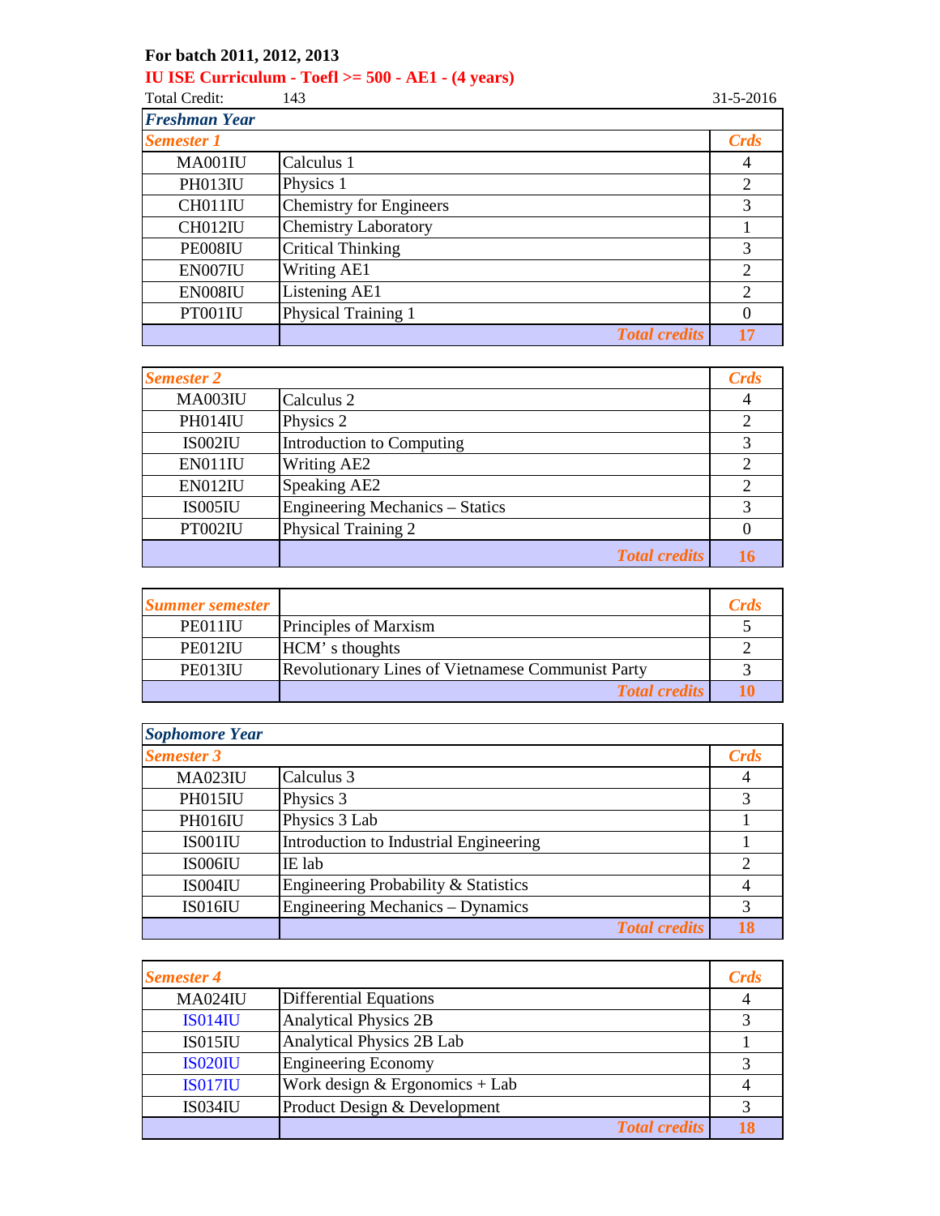**For batch 2011, 2012, 2013**

**IU ISE Curriculum - Toefl >= 500 - AE1 - (4 years)**

Total Credit: 143 31-5-2016

## Freshman Year

| Semester 1 | | Crds |
|---|---|---|
| MA001IU | Calculus 1 | 4 |
| PH013IU | Physics 1 | 2 |
| CH011IU | Chemistry for Engineers | 3 |
| CH012IU | Chemistry Laboratory | 1 |
| PE008IU | Critical Thinking | 3 |
| EN007IU | Writing AE1 | 2 |
| EN008IU | Listening AE1 | 2 |
| PT001IU | Physical Training 1 | 0 |
| | **Total credits** | **17** |

| Semester 2 | | Crds |
|---|---|---|
| MA003IU | Calculus 2 | 4 |
| PH014IU | Physics 2 | 2 |
| IS002IU | Introduction to Computing | 3 |
| EN011IU | Writing AE2 | 2 |
| EN012IU | Speaking AE2 | 2 |
| IS005IU | Engineering Mechanics – Statics | 3 |
| PT002IU | Physical Training 2 | 0 |
| | **Total credits** | **16** |

| Summer semester | | Crds |
|---|---|---|
| PE011IU | Principles of Marxism | 5 |
| PE012IU | HCM' s thoughts | 2 |
| PE013IU | Revolutionary Lines of Vietnamese Communist Party | 3 |
| | **Total credits** | **10** |

## Sophomore Year

| Semester 3 | | Crds |
|---|---|---|
| MA023IU | Calculus 3 | 4 |
| PH015IU | Physics 3 | 3 |
| PH016IU | Physics 3 Lab | 1 |
| IS001IU | Introduction to Industrial Engineering | 1 |
| IS006IU | IE lab | 2 |
| IS004IU | Engineering Probability & Statistics | 4 |
| IS016IU | Engineering Mechanics – Dynamics | 3 |
| | **Total credits** | **18** |

| Semester 4 | | Crds |
|---|---|---|
| MA024IU | Differential Equations | 4 |
| IS014IU | Analytical Physics 2B | 3 |
| IS015IU | Analytical Physics 2B Lab | 1 |
| IS020IU | Engineering Economy | 3 |
| IS017IU | Work design & Ergonomics + Lab | 4 |
| IS034IU | Product Design & Development | 3 |
| | **Total credits** | **18** |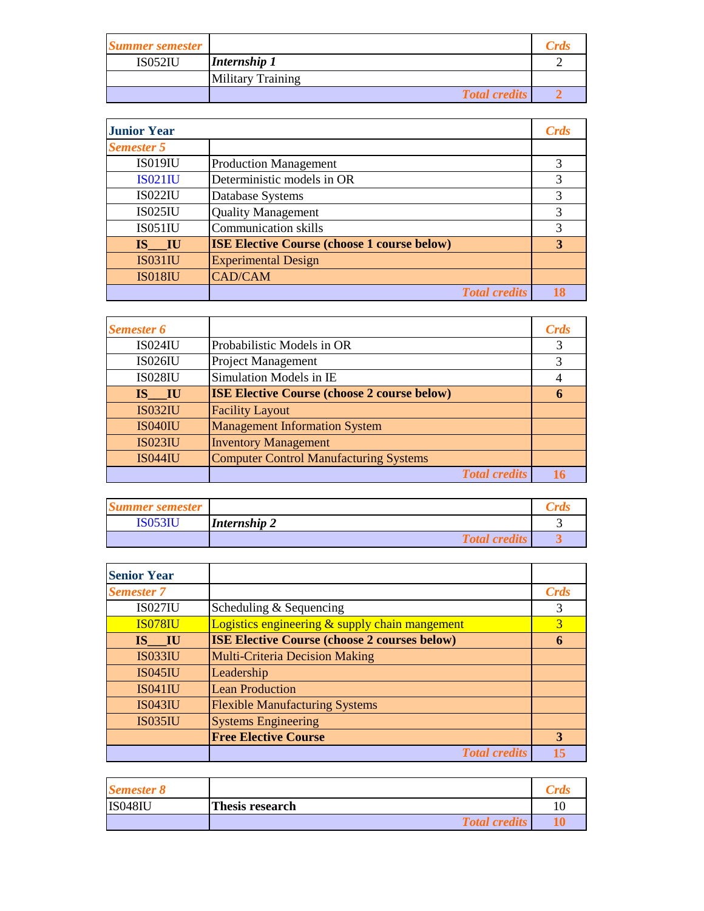| *Summer semester* | | *Crds* |
|---|---|---|
| IS052IU | ***Internship 1*** | 2 |
| | Military Training | |
| | ***Total credits*** | **2** |

| **Junior Year** | | *Crds* |
|---|---|---|
| *Semester 5* | | |
| IS019IU | Production Management | 3 |
| IS021IU | Deterministic models in OR | 3 |
| IS022IU | Database Systems | 3 |
| IS025IU | Quality Management | 3 |
| IS051IU | Communication skills | 3 |
| **IS___IU** | **ISE Elective Course (choose 1 course below)** | **3** |
| IS031IU | Experimental Design | |
| IS018IU | CAD/CAM | |
| | ***Total credits*** | **18** |

| *Semester 6* | | *Crds* |
|---|---|---|
| IS024IU | Probabilistic Models in OR | 3 |
| IS026IU | Project Management | 3 |
| IS028IU | Simulation Models in IE | 4 |
| **IS___IU** | **ISE Elective Course (choose 2 course below)** | **6** |
| IS032IU | Facility Layout | |
| IS040IU | Management Information System | |
| IS023IU | Inventory Management | |
| IS044IU | Computer Control Manufacturing Systems | |
| | ***Total credits*** | **16** |

| *Summer semester* | | *Crds* |
|---|---|---|
| IS053IU | ***Internship 2*** | 3 |
| | ***Total credits*** | **3** |

| **Senior Year** | | |
|---|---|---|
| *Semester 7* | | *Crds* |
| IS027IU | Scheduling & Sequencing | 3 |
| IS078IU | Logistics engineering & supply chain mangement | 3 |
| **IS___IU** | **ISE Elective Course (choose 2 courses below)** | **6** |
| IS033IU | Multi-Criteria Decision Making | |
| IS045IU | Leadership | |
| IS041IU | Lean Production | |
| IS043IU | Flexible Manufacturing Systems | |
| IS035IU | Systems Engineering | |
| | **Free Elective Course** | **3** |
| | ***Total credits*** | **15** |

| *Semester 8* | | *Crds* |
|---|---|---|
| IS048IU | **Thesis research** | 10 |
| | ***Total credits*** | **10** |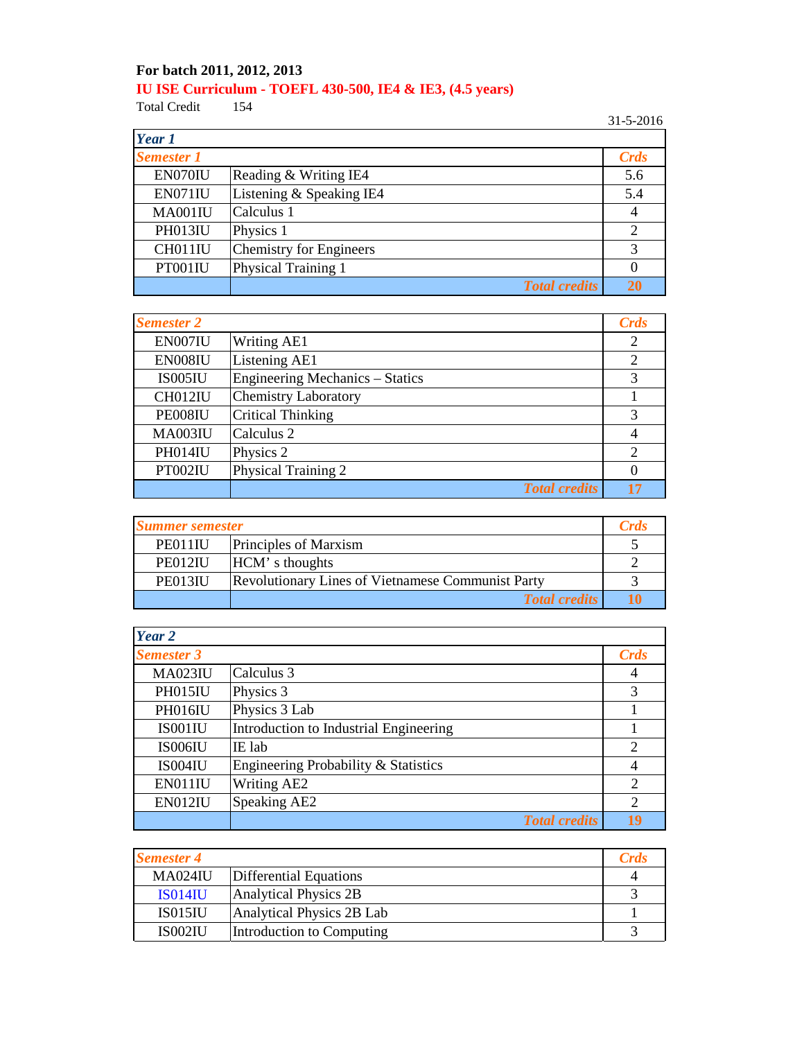**For batch 2011, 2012, 2013**

**IU ISE Curriculum - TOEFL 430-500, IE4 & IE3, (4.5 years)**

Total Credit 154

31-5-2016

***Year 1***

| ***Semester 1*** | | ***Crds*** |
|---|---|---|
| EN070IU | Reading & Writing IE4 | 5.6 |
| EN071IU | Listening & Speaking IE4 | 5.4 |
| MA001IU | Calculus 1 | 4 |
| PH013IU | Physics 1 | 2 |
| CH011IU | Chemistry for Engineers | 3 |
| PT001IU | Physical Training 1 | 0 |
| | ***Total credits*** | **20** |

| ***Semester 2*** | | ***Crds*** |
|---|---|---|
| EN007IU | Writing AE1 | 2 |
| EN008IU | Listening AE1 | 2 |
| IS005IU | Engineering Mechanics – Statics | 3 |
| CH012IU | Chemistry Laboratory | 1 |
| PE008IU | Critical Thinking | 3 |
| MA003IU | Calculus 2 | 4 |
| PH014IU | Physics 2 | 2 |
| PT002IU | Physical Training 2 | 0 |
| | ***Total credits*** | **17** |

| ***Summer semester*** | | ***Crds*** |
|---|---|---|
| PE011IU | Principles of Marxism | 5 |
| PE012IU | HCM' s thoughts | 2 |
| PE013IU | Revolutionary Lines of Vietnamese Communist Party | 3 |
| | ***Total credits*** | **10** |

***Year 2***

| ***Semester 3*** | | ***Crds*** |
|---|---|---|
| MA023IU | Calculus 3 | 4 |
| PH015IU | Physics 3 | 3 |
| PH016IU | Physics 3 Lab | 1 |
| IS001IU | Introduction to Industrial Engineering | 1 |
| IS006IU | IE lab | 2 |
| IS004IU | Engineering Probability & Statistics | 4 |
| EN011IU | Writing AE2 | 2 |
| EN012IU | Speaking AE2 | 2 |
| | ***Total credits*** | **19** |

| ***Semester 4*** | | ***Crds*** |
|---|---|---|
| MA024IU | Differential Equations | 4 |
| IS014IU | Analytical Physics 2B | 3 |
| IS015IU | Analytical Physics 2B Lab | 1 |
| IS002IU | Introduction to Computing | 3 |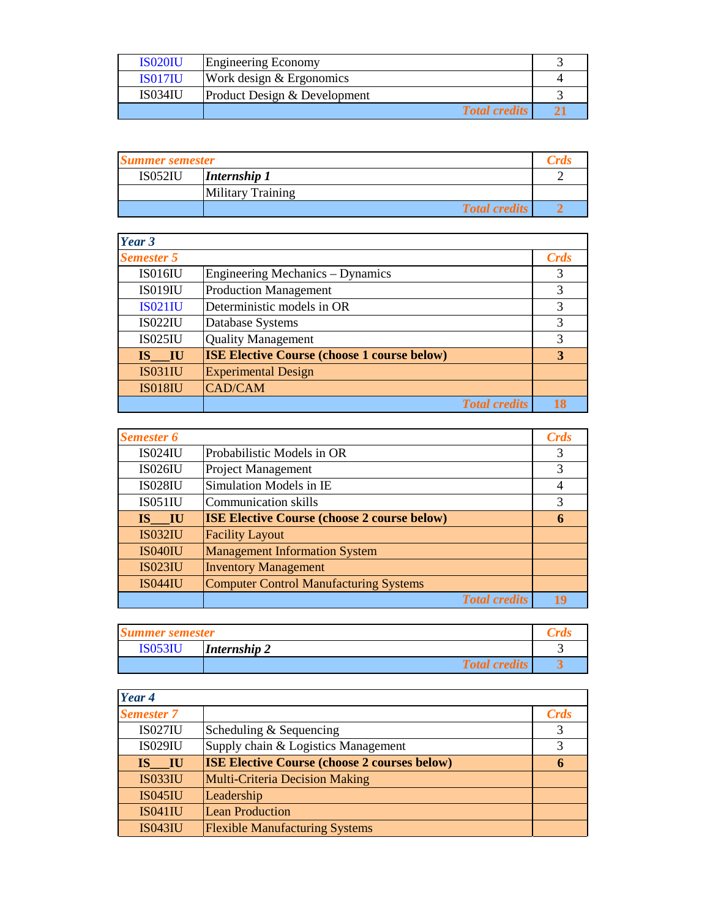| | | |
|---|---|---|
| IS020IU | Engineering Economy | 3 |
| IS017IU | Work design & Ergonomics | 4 |
| IS034IU | Product Design & Development | 3 |
| | ***Total credits*** | **21** |

| ***Summer semester*** | | ***Crds*** |
|---|---|---|
| IS052IU | ***Internship 1*** | 2 |
| | Military Training | |
| | ***Total credits*** | **2** |

| ***Year 3*** | | |
|---|---|---|
| ***Semester 5*** | | ***Crds*** |
| IS016IU | Engineering Mechanics – Dynamics | 3 |
| IS019IU | Production Management | 3 |
| IS021IU | Deterministic models in OR | 3 |
| IS022IU | Database Systems | 3 |
| IS025IU | Quality Management | 3 |
| **IS___IU** | **ISE Elective Course (choose 1 course below)** | **3** |
| IS031IU | Experimental Design | |
| IS018IU | CAD/CAM | |
| | ***Total credits*** | **18** |

| ***Semester 6*** | | ***Crds*** |
|---|---|---|
| IS024IU | Probabilistic Models in OR | 3 |
| IS026IU | Project Management | 3 |
| IS028IU | Simulation Models in IE | 4 |
| IS051IU | Communication skills | 3 |
| **IS___IU** | **ISE Elective Course (choose 2 course below)** | **6** |
| IS032IU | Facility Layout | |
| IS040IU | Management Information System | |
| IS023IU | Inventory Management | |
| IS044IU | Computer Control Manufacturing Systems | |
| | ***Total credits*** | **19** |

| ***Summer semester*** | | ***Crds*** |
|---|---|---|
| IS053IU | ***Internship 2*** | 3 |
| | ***Total credits*** | **3** |

| ***Year 4*** | | |
|---|---|---|
| ***Semester 7*** | | ***Crds*** |
| IS027IU | Scheduling & Sequencing | 3 |
| IS029IU | Supply chain & Logistics Management | 3 |
| **IS___IU** | **ISE Elective Course (choose 2 courses below)** | **6** |
| IS033IU | Multi-Criteria Decision Making | |
| IS045IU | Leadership | |
| IS041IU | Lean Production | |
| IS043IU | Flexible Manufacturing Systems | |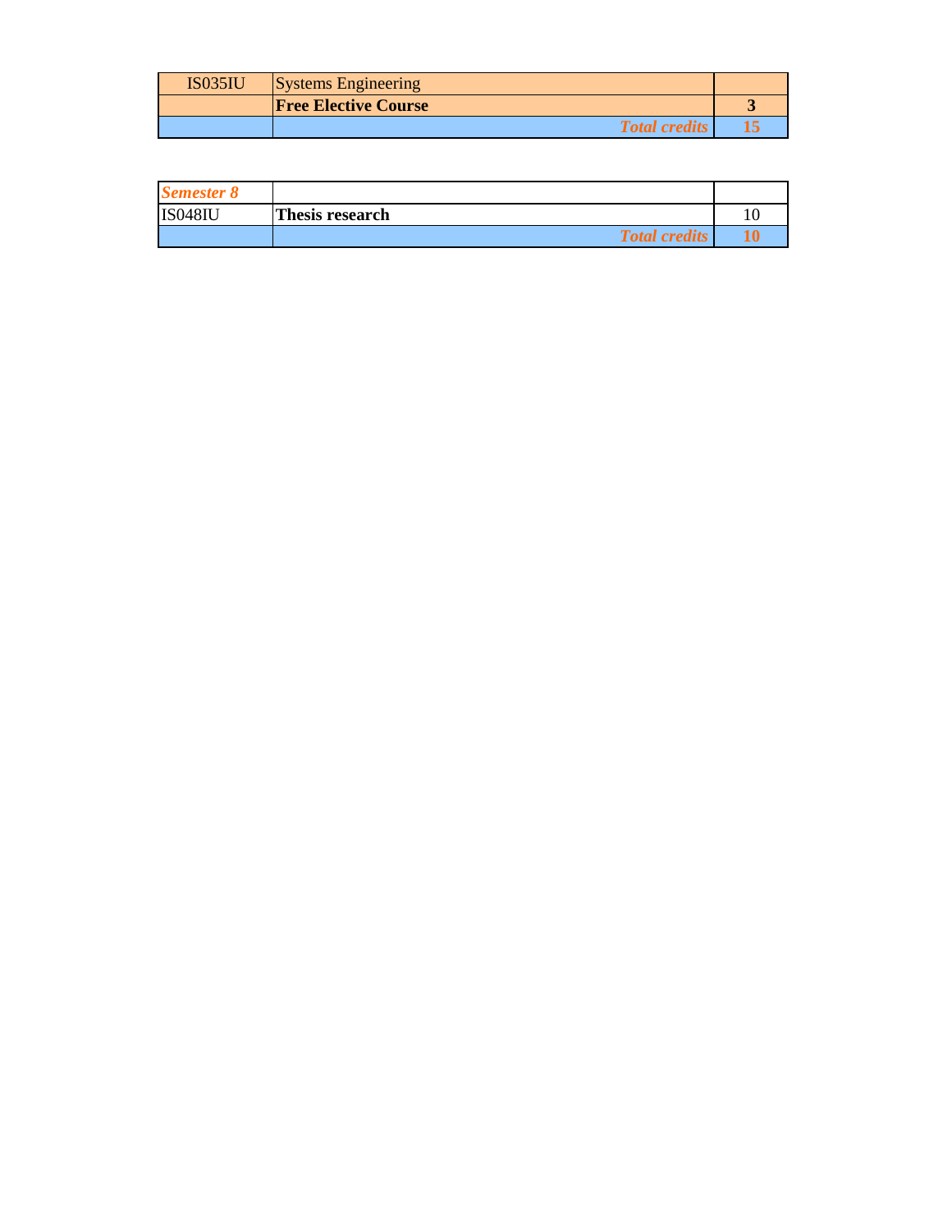| | | |
|---|---|---|
| IS035IU | Systems Engineering | |
| | **Free Elective Course** | **3** |
| | ***Total credits*** | **15** |

| | | |
|---|---|---|
| ***Semester 8*** | | |
| IS048IU | **Thesis research** | 10 |
| | ***Total credits*** | **10** |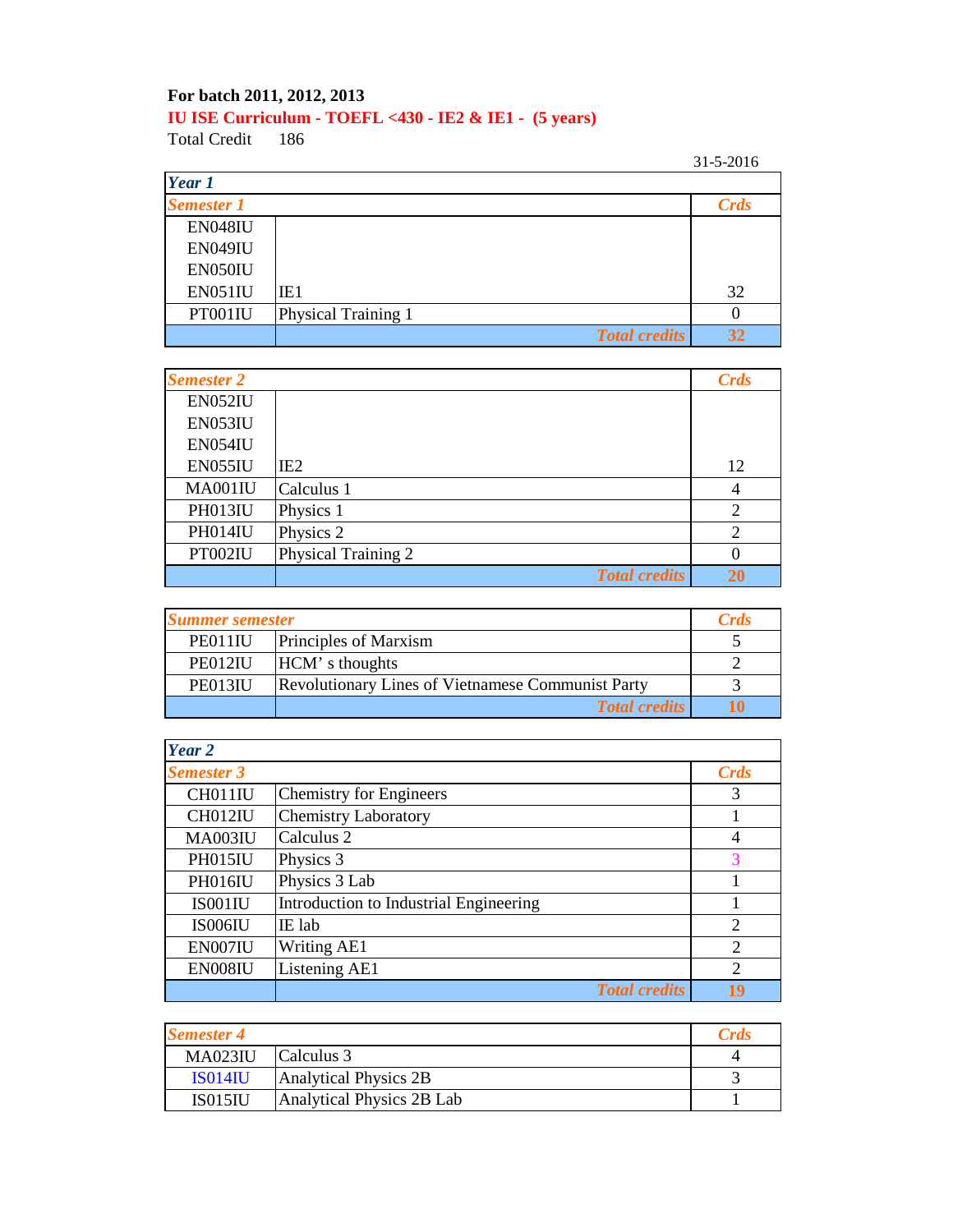**For batch 2011, 2012, 2013**

**IU ISE Curriculum - TOEFL <430 - IE2 & IE1 - (5 years)**

Total Credit 186

31-5-2016

***Year 1***

| ***Semester 1*** | | ***Crds*** |
|---|---|---|
| EN048IU | | |
| EN049IU | | |
| EN050IU | | |
| EN051IU | IE1 | 32 |
| PT001IU | Physical Training 1 | 0 |
| | ***Total credits*** | **32** |

| ***Semester 2*** | | ***Crds*** |
|---|---|---|
| EN052IU | | |
| EN053IU | | |
| EN054IU | | |
| EN055IU | IE2 | 12 |
| MA001IU | Calculus 1 | 4 |
| PH013IU | Physics 1 | 2 |
| PH014IU | Physics 2 | 2 |
| PT002IU | Physical Training 2 | 0 |
| | ***Total credits*** | **20** |

| ***Summer semester*** | | ***Crds*** |
|---|---|---|
| PE011IU | Principles of Marxism | 5 |
| PE012IU | HCM' s thoughts | 2 |
| PE013IU | Revolutionary Lines of Vietnamese Communist Party | 3 |
| | ***Total credits*** | **10** |

***Year 2***

| ***Semester 3*** | | ***Crds*** |
|---|---|---|
| CH011IU | Chemistry for Engineers | 3 |
| CH012IU | Chemistry Laboratory | 1 |
| MA003IU | Calculus 2 | 4 |
| PH015IU | Physics 3 | 3 |
| PH016IU | Physics 3 Lab | 1 |
| IS001IU | Introduction to Industrial Engineering | 1 |
| IS006IU | IE lab | 2 |
| EN007IU | Writing AE1 | 2 |
| EN008IU | Listening AE1 | 2 |
| | ***Total credits*** | **19** |

| ***Semester 4*** | | ***Crds*** |
|---|---|---|
| MA023IU | Calculus 3 | 4 |
| IS014IU | Analytical Physics 2B | 3 |
| IS015IU | Analytical Physics 2B Lab | 1 |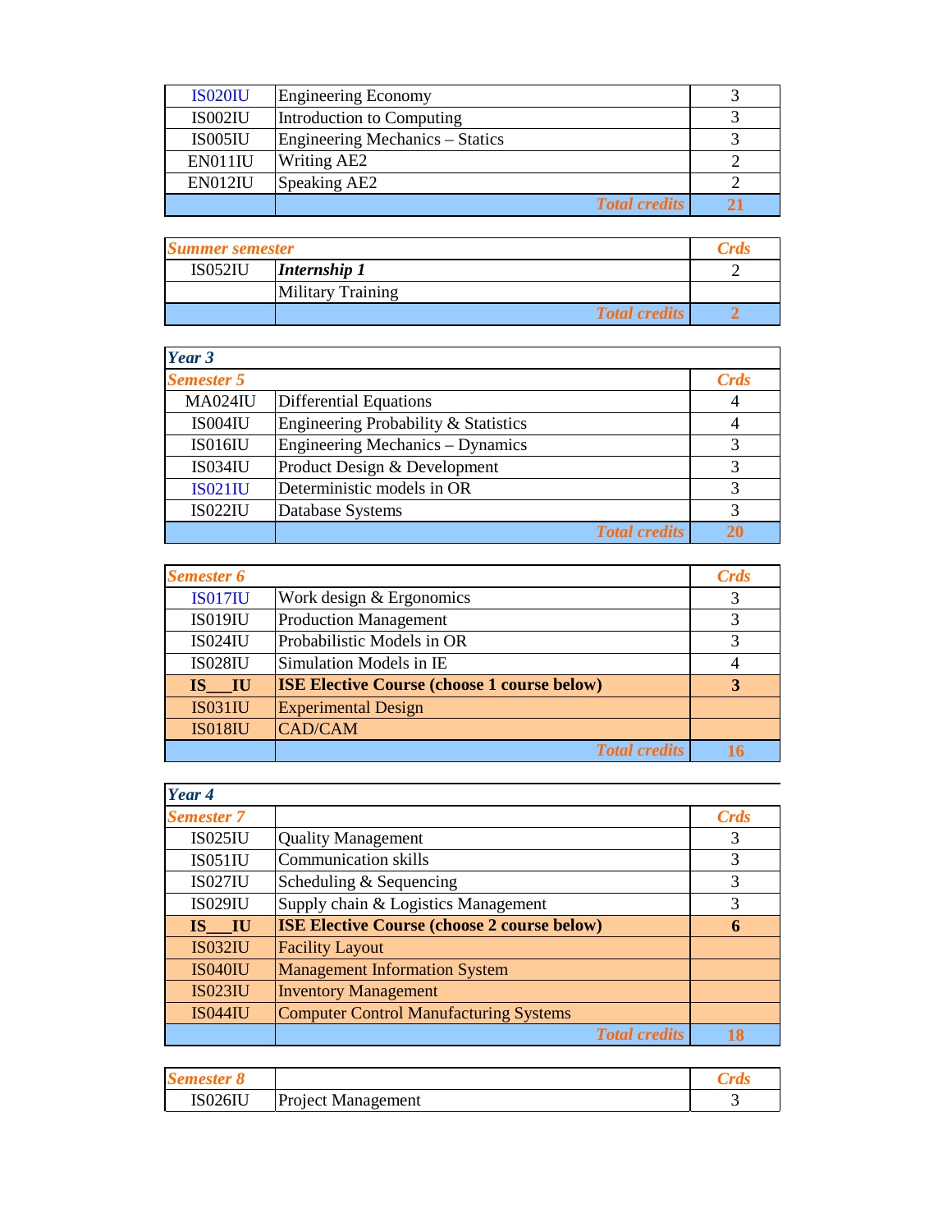| | | |
|---|---|---|
| IS020IU | Engineering Economy | 3 |
| IS002IU | Introduction to Computing | 3 |
| IS005IU | Engineering Mechanics – Statics | 3 |
| EN011IU | Writing AE2 | 2 |
| EN012IU | Speaking AE2 | 2 |
| | ***Total credits*** | **21** |

| ***Summer semester*** | | ***Crds*** |
|---|---|---|
| IS052IU | ***Internship 1*** | 2 |
| | Military Training | |
| | ***Total credits*** | **2** |

| ***Year 3*** | | |
|---|---|---|
| ***Semester 5*** | | ***Crds*** |
| MA024IU | Differential Equations | 4 |
| IS004IU | Engineering Probability & Statistics | 4 |
| IS016IU | Engineering Mechanics – Dynamics | 3 |
| IS034IU | Product Design & Development | 3 |
| IS021IU | Deterministic models in OR | 3 |
| IS022IU | Database Systems | 3 |
| | ***Total credits*** | **20** |

| ***Semester 6*** | | ***Crds*** |
|---|---|---|
| IS017IU | Work design & Ergonomics | 3 |
| IS019IU | Production Management | 3 |
| IS024IU | Probabilistic Models in OR | 3 |
| IS028IU | Simulation Models in IE | 4 |
| **IS___IU** | **ISE Elective Course (choose 1 course below)** | **3** |
| IS031IU | Experimental Design | |
| IS018IU | CAD/CAM | |
| | ***Total credits*** | **16** |

| ***Year 4*** | | |
|---|---|---|
| ***Semester 7*** | | ***Crds*** |
| IS025IU | Quality Management | 3 |
| IS051IU | Communication skills | 3 |
| IS027IU | Scheduling & Sequencing | 3 |
| IS029IU | Supply chain & Logistics Management | 3 |
| **IS___IU** | **ISE Elective Course (choose 2 course below)** | **6** |
| IS032IU | Facility Layout | |
| IS040IU | Management Information System | |
| IS023IU | Inventory Management | |
| IS044IU | Computer Control Manufacturing Systems | |
| | ***Total credits*** | **18** |

| ***Semester 8*** | | ***Crds*** |
|---|---|---|
| IS026IU | Project Management | 3 |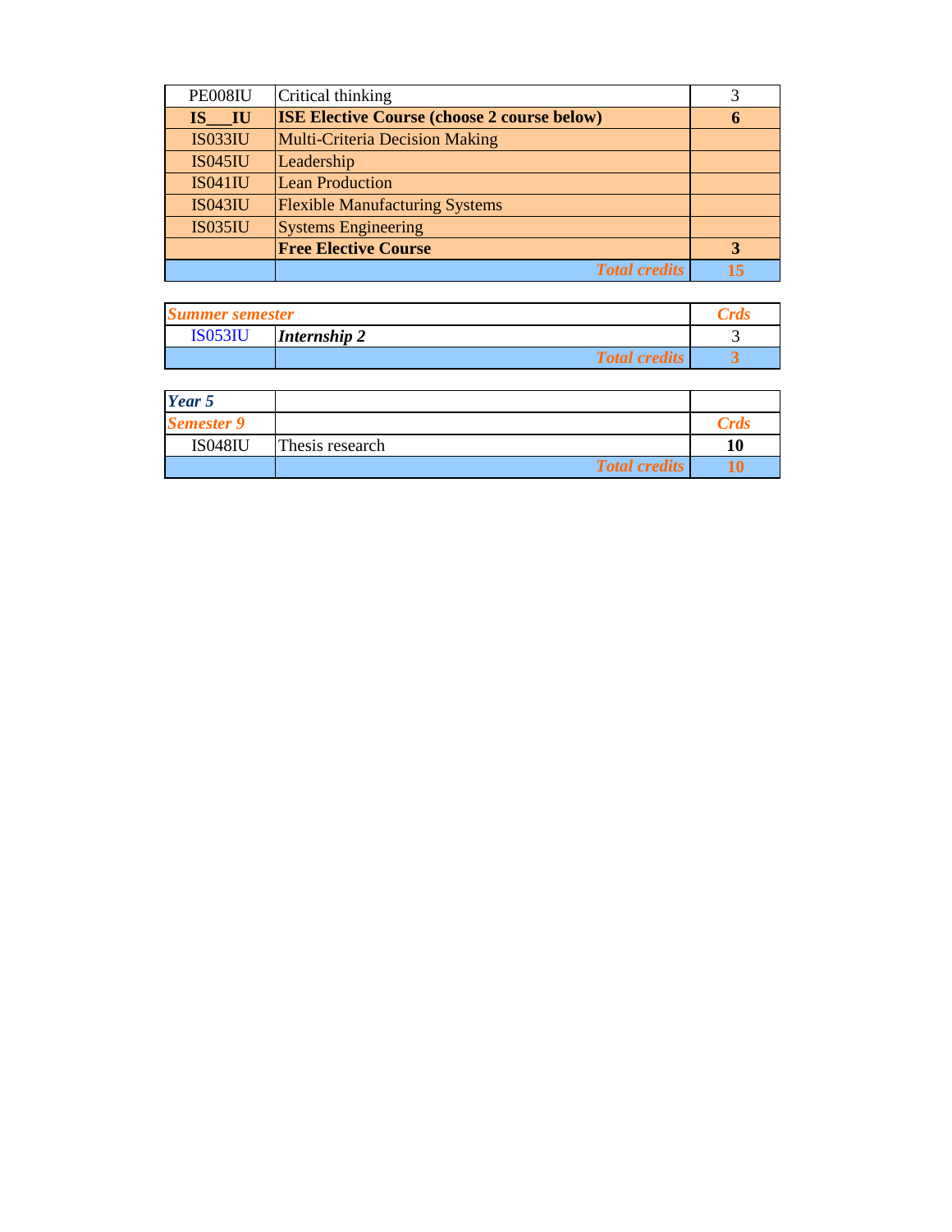| | | |
|---|---|---|
| PE008IU | Critical thinking | 3 |
| **IS___IU** | **ISE Elective Course (choose 2 course below)** | **6** |
| IS033IU | Multi-Criteria Decision Making | |
| IS045IU | Leadership | |
| IS041IU | Lean Production | |
| IS043IU | Flexible Manufacturing Systems | |
| IS035IU | Systems Engineering | |
| | **Free Elective Course** | **3** |
| | ***Total credits*** | **15** |

| ***Summer semester*** | | ***Crds*** |
|---|---|---|
| IS053IU | ***Internship 2*** | 3 |
| | ***Total credits*** | **3** |

| ***Year 5*** | | |
|---|---|---|
| ***Semester 9*** | | ***Crds*** |
| IS048IU | Thesis research | **10** |
| | ***Total credits*** | **10** |